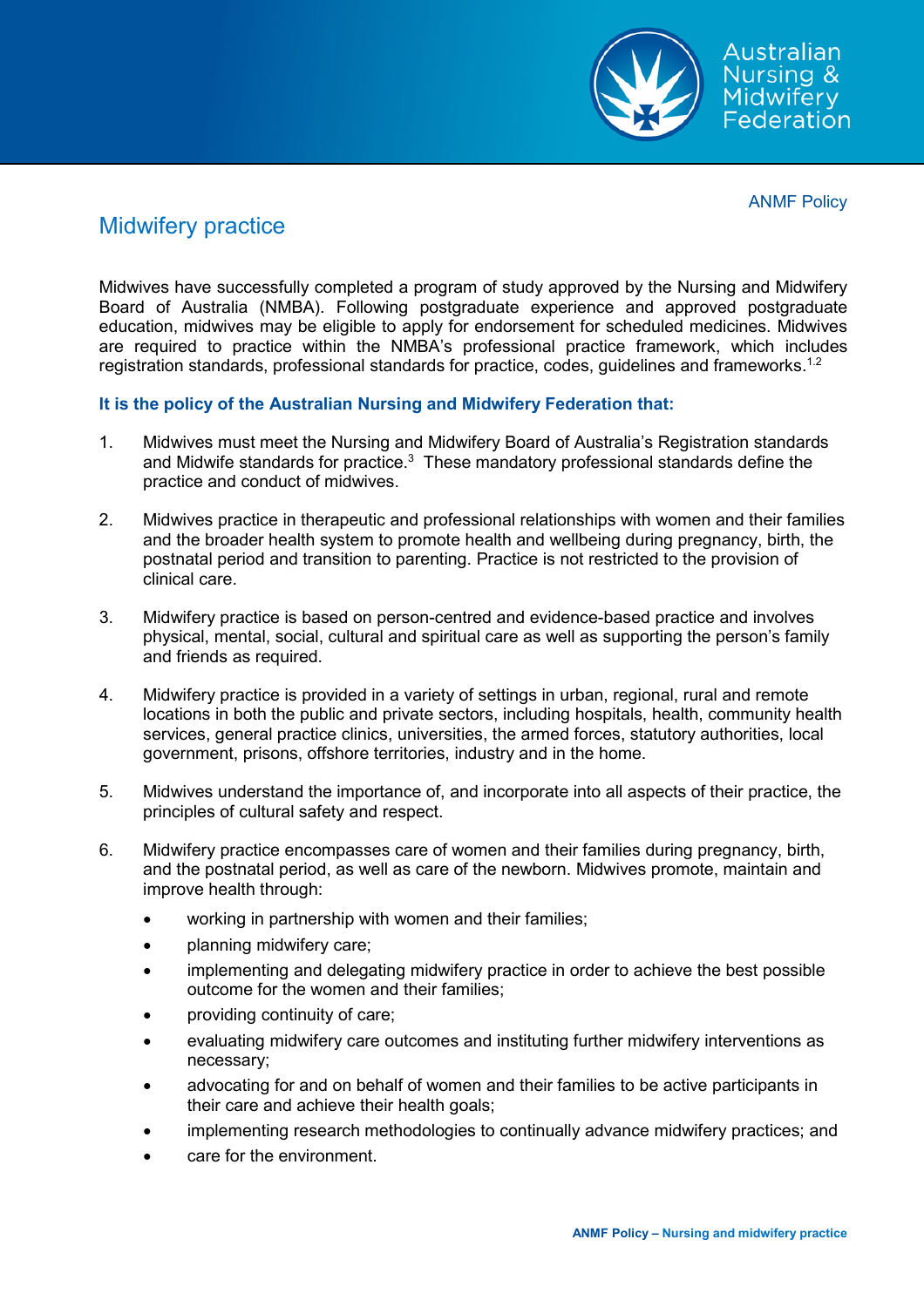ANMF Policy

# Midwifery practice

Midwives have successfully completed a program of study approved by the Nursing and Midwifery Board of Australia (NMBA). Following postgraduate experience and approved postgraduate education, midwives may be eligible to apply for endorsement for scheduled medicines. Midwives are required to practice within the NMBA's professional practice framework, which includes registration standards, professional standards for practice, codes, guidelines and frameworks.[1,2]

**It is the policy of the Australian Nursing and Midwifery Federation that:**

1. Midwives must meet the Nursing and Midwifery Board of Australia's Registration standards and Midwife standards for practice.[3] These mandatory professional standards define the practice and conduct of midwives.

2. Midwives practice in therapeutic and professional relationships with women and their families and the broader health system to promote health and wellbeing during pregnancy, birth, the postnatal period and transition to parenting. Practice is not restricted to the provision of clinical care.

3. Midwifery practice is based on person-centred and evidence-based practice and involves physical, mental, social, cultural and spiritual care as well as supporting the person's family and friends as required.

4. Midwifery practice is provided in a variety of settings in urban, regional, rural and remote locations in both the public and private sectors, including hospitals, health, community health services, general practice clinics, universities, the armed forces, statutory authorities, local government, prisons, offshore territories, industry and in the home.

5. Midwives understand the importance of, and incorporate into all aspects of their practice, the principles of cultural safety and respect.

6. Midwifery practice encompasses care of women and their families during pregnancy, birth, and the postnatal period, as well as care of the newborn. Midwives promote, maintain and improve health through:
   - working in partnership with women and their families;
   - planning midwifery care;
   - implementing and delegating midwifery practice in order to achieve the best possible outcome for the women and their families;
   - providing continuity of care;
   - evaluating midwifery care outcomes and instituting further midwifery interventions as necessary;
   - advocating for and on behalf of women and their families to be active participants in their care and achieve their health goals;
   - implementing research methodologies to continually advance midwifery practices; and
   - care for the environment.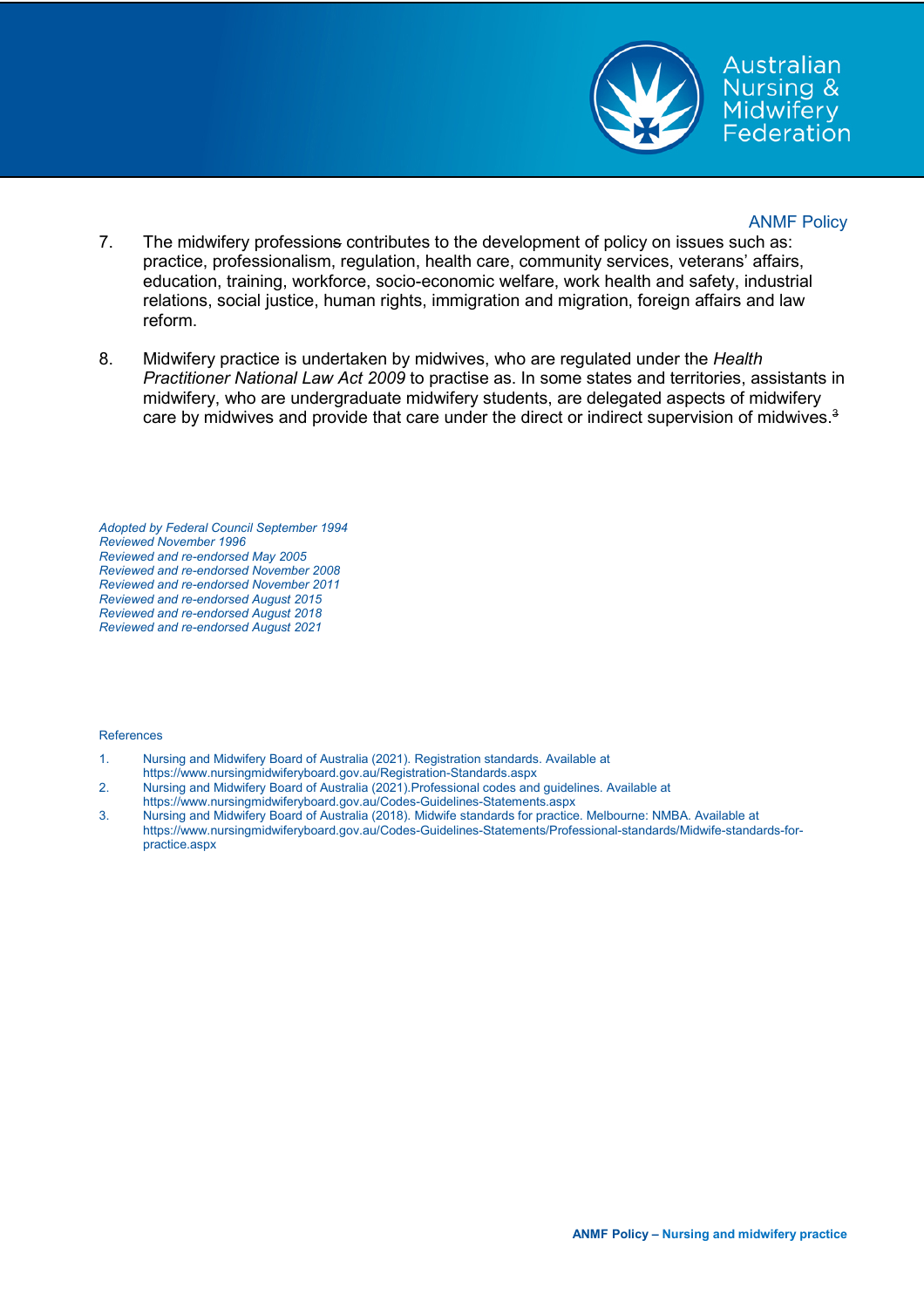7. The midwifery professions contributes to the development of policy on issues such as: practice, professionalism, regulation, health care, community services, veterans' affairs, education, training, workforce, socio-economic welfare, work health and safety, industrial relations, social justice, human rights, immigration and migration, foreign affairs and law reform.

8. Midwifery practice is undertaken by midwives, who are regulated under the *Health Practitioner National Law Act 2009* to practise as. In some states and territories, assistants in midwifery, who are undergraduate midwifery students, are delegated aspects of midwifery care by midwives and provide that care under the direct or indirect supervision of midwives.[3]

*Adopted by Federal Council September 1994*
*Reviewed November 1996*
*Reviewed and re-endorsed May 2005*
*Reviewed and re-endorsed November 2008*
*Reviewed and re-endorsed November 2011*
*Reviewed and re-endorsed August 2015*
*Reviewed and re-endorsed August 2018*
*Reviewed and re-endorsed August 2021*

References

1. Nursing and Midwifery Board of Australia (2021). Registration standards. Available at https://www.nursingmidwiferyboard.gov.au/Registration-Standards.aspx
2. Nursing and Midwifery Board of Australia (2021).Professional codes and guidelines. Available at https://www.nursingmidwiferyboard.gov.au/Codes-Guidelines-Statements.aspx
3. Nursing and Midwifery Board of Australia (2018). Midwife standards for practice. Melbourne: NMBA. Available at https://www.nursingmidwiferyboard.gov.au/Codes-Guidelines-Statements/Professional-standards/Midwife-standards-for-practice.aspx